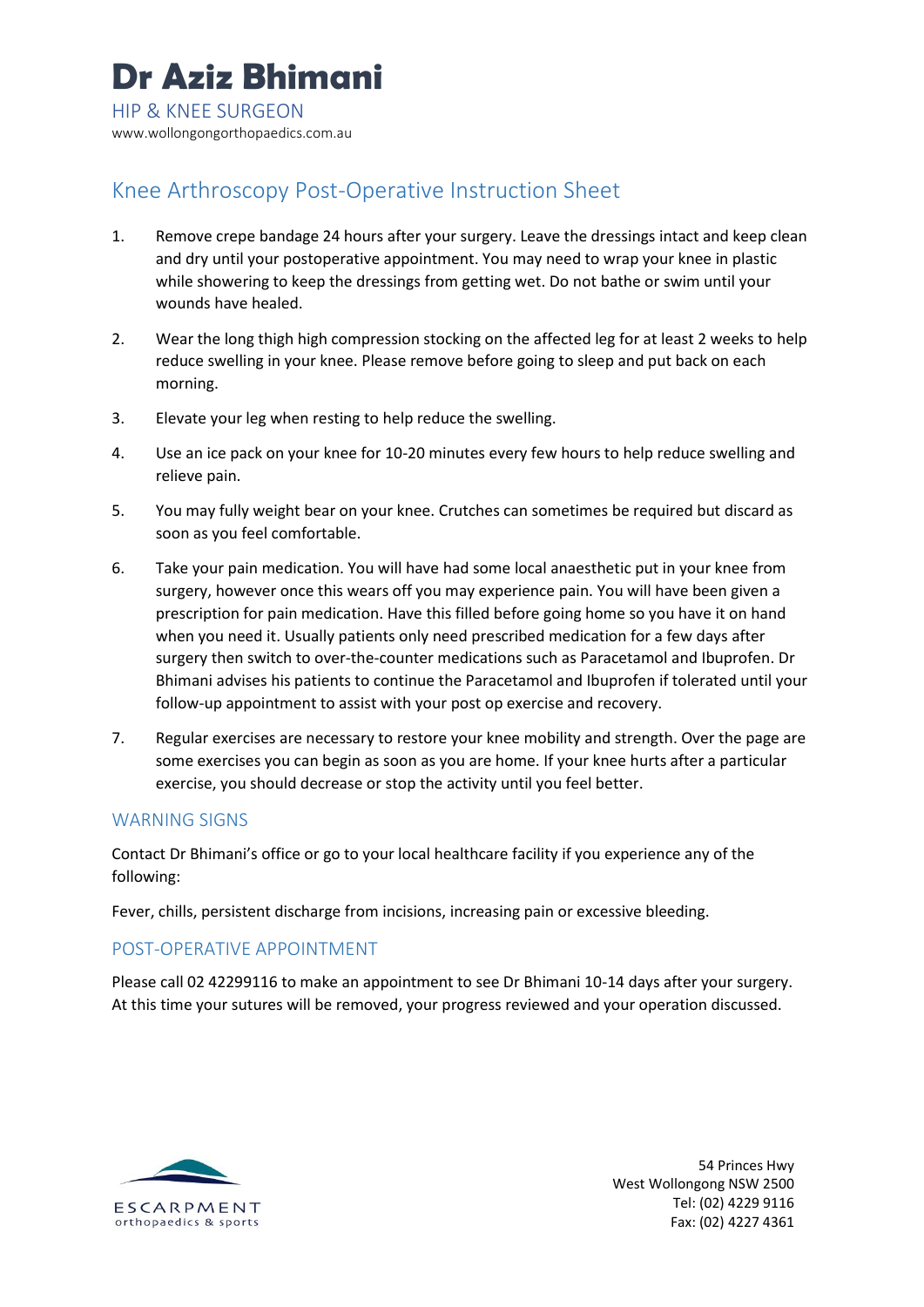# Dr Aziz Bhimani

HIP & KNEE SURGEON

www.wollongongorthopaedics.com.au

## Knee Arthroscopy Post-Operative Instruction Sheet

1. Remove crepe bandage 24 hours after your surgery. Leave the dressings intact and keep clean and dry until your postoperative appointment. You may need to wrap your knee in plastic while showering to keep the dressings from getting wet. Do not bathe or swim until your wounds have healed.

2. Wear the long thigh high compression stocking on the affected leg for at least 2 weeks to help reduce swelling in your knee. Please remove before going to sleep and put back on each morning.

3. Elevate your leg when resting to help reduce the swelling.

4. Use an ice pack on your knee for 10-20 minutes every few hours to help reduce swelling and relieve pain.

5. You may fully weight bear on your knee. Crutches can sometimes be required but discard as soon as you feel comfortable.

6. Take your pain medication. You will have had some local anaesthetic put in your knee from surgery, however once this wears off you may experience pain. You will have been given a prescription for pain medication. Have this filled before going home so you have it on hand when you need it. Usually patients only need prescribed medication for a few days after surgery then switch to over-the-counter medications such as Paracetamol and Ibuprofen. Dr Bhimani advises his patients to continue the Paracetamol and Ibuprofen if tolerated until your follow-up appointment to assist with your post op exercise and recovery.

7. Regular exercises are necessary to restore your knee mobility and strength. Over the page are some exercises you can begin as soon as you are home. If your knee hurts after a particular exercise, you should decrease or stop the activity until you feel better.

### WARNING SIGNS

Contact Dr Bhimani's office or go to your local healthcare facility if you experience any of the following:

Fever, chills, persistent discharge from incisions, increasing pain or excessive bleeding.

### POST-OPERATIVE APPOINTMENT

Please call 02 42299116 to make an appointment to see Dr Bhimani 10-14 days after your surgery. At this time your sutures will be removed, your progress reviewed and your operation discussed.

ESCARPMENT
orthopaedics & sports

54 Princes Hwy
West Wollongong NSW 2500
Tel: (02) 4229 9116
Fax: (02) 4227 4361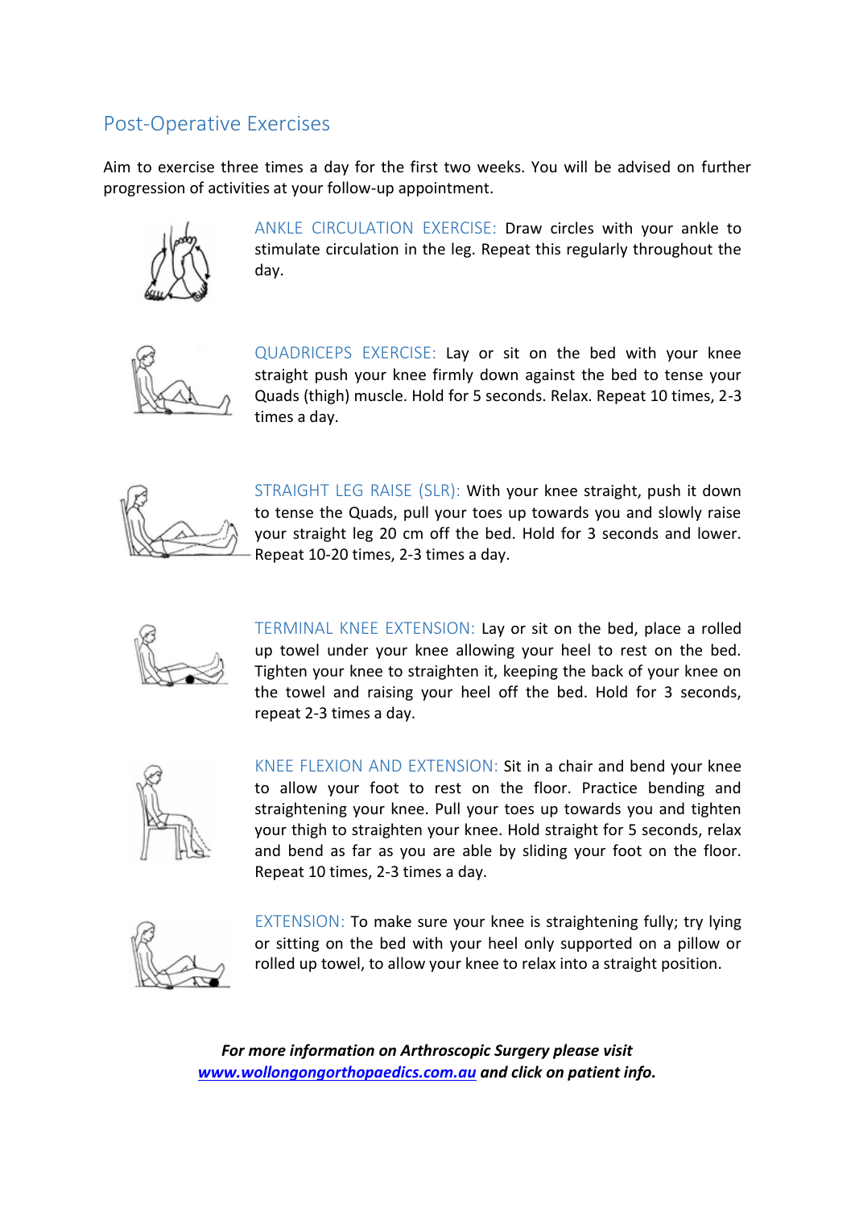## Post-Operative Exercises

Aim to exercise three times a day for the first two weeks. You will be advised on further progression of activities at your follow-up appointment.

ANKLE CIRCULATION EXERCISE: Draw circles with your ankle to stimulate circulation in the leg. Repeat this regularly throughout the day.

QUADRICEPS EXERCISE: Lay or sit on the bed with your knee straight push your knee firmly down against the bed to tense your Quads (thigh) muscle. Hold for 5 seconds. Relax. Repeat 10 times, 2-3 times a day.

STRAIGHT LEG RAISE (SLR): With your knee straight, push it down to tense the Quads, pull your toes up towards you and slowly raise your straight leg 20 cm off the bed. Hold for 3 seconds and lower. Repeat 10-20 times, 2-3 times a day.

TERMINAL KNEE EXTENSION: Lay or sit on the bed, place a rolled up towel under your knee allowing your heel to rest on the bed. Tighten your knee to straighten it, keeping the back of your knee on the towel and raising your heel off the bed. Hold for 3 seconds, repeat 2-3 times a day.

KNEE FLEXION AND EXTENSION: Sit in a chair and bend your knee to allow your foot to rest on the floor. Practice bending and straightening your knee. Pull your toes up towards you and tighten your thigh to straighten your knee. Hold straight for 5 seconds, relax and bend as far as you are able by sliding your foot on the floor. Repeat 10 times, 2-3 times a day.

EXTENSION: To make sure your knee is straightening fully; try lying or sitting on the bed with your heel only supported on a pillow or rolled up towel, to allow your knee to relax into a straight position.

***For more information on Arthroscopic Surgery please visit [www.wollongongorthopaedics.com.au](http://www.wollongongorthopaedics.com.au) and click on patient info.***